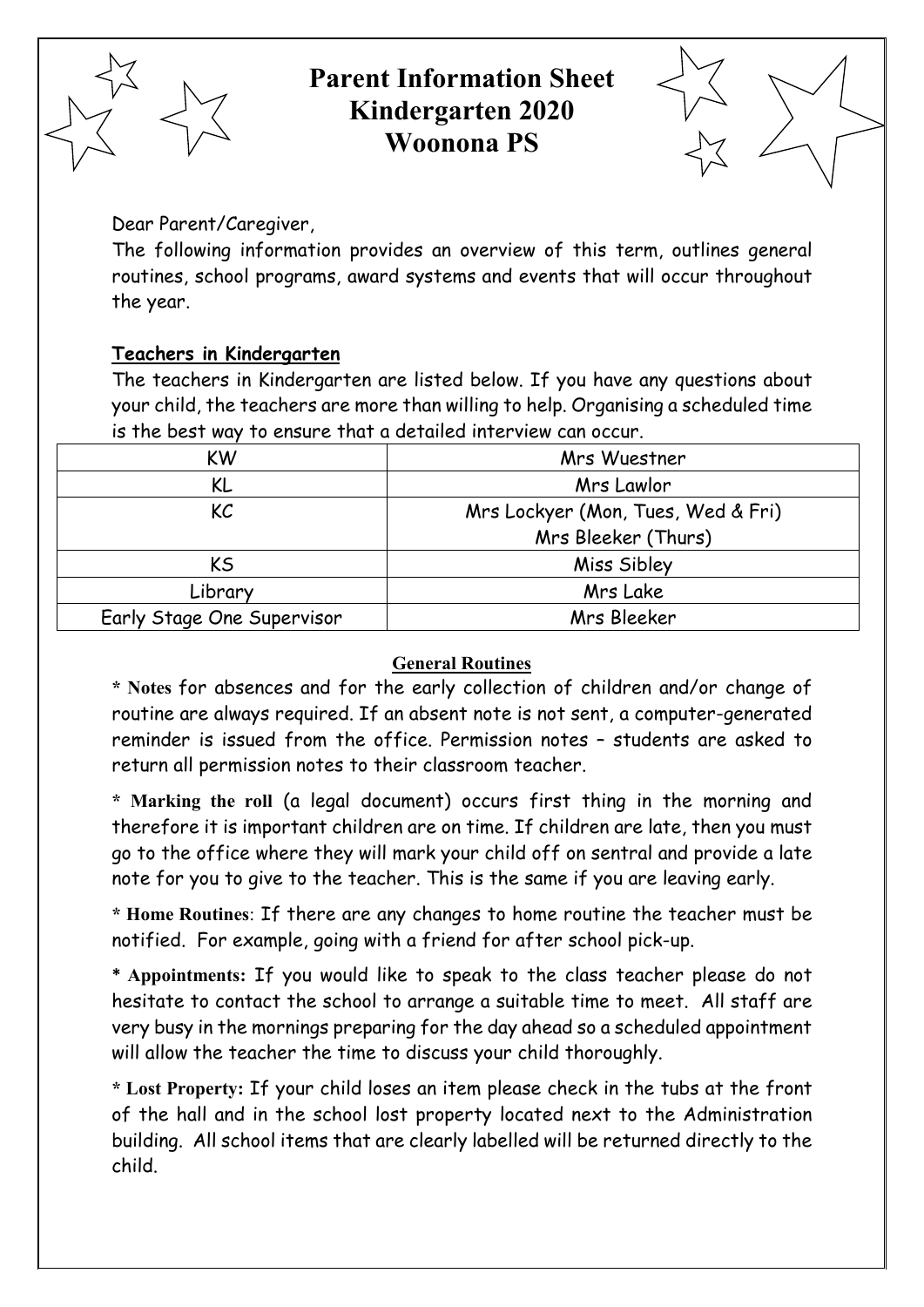# Parent Information Sheet
# Kindergarten 2020
# Woonona PS

Dear Parent/Caregiver,

The following information provides an overview of this term, outlines general routines, school programs, award systems and events that will occur throughout the year.

**Teachers in Kindergarten**

The teachers in Kindergarten are listed below. If you have any questions about your child, the teachers are more than willing to help. Organising a scheduled time is the best way to ensure that a detailed interview can occur.

| | |
|---|---|
| KW | Mrs Wuestner |
| KL | Mrs Lawlor |
| KC | Mrs Lockyer (Mon, Tues, Wed & Fri)<br>Mrs Bleeker (Thurs) |
| KS | Miss Sibley |
| Library | Mrs Lake |
| Early Stage One Supervisor | Mrs Bleeker |

**General Routines**

* **Notes** for absences and for the early collection of children and/or change of routine are always required. If an absent note is not sent, a computer-generated reminder is issued from the office. Permission notes – students are asked to return all permission notes to their classroom teacher.

* **Marking the roll** (a legal document) occurs first thing in the morning and therefore it is important children are on time. If children are late, then you must go to the office where they will mark your child off on sentral and provide a late note for you to give to the teacher. This is the same if you are leaving early.

* **Home Routines**: If there are any changes to home routine the teacher must be notified. For example, going with a friend for after school pick-up.

* **Appointments:** If you would like to speak to the class teacher please do not hesitate to contact the school to arrange a suitable time to meet. All staff are very busy in the mornings preparing for the day ahead so a scheduled appointment will allow the teacher the time to discuss your child thoroughly.

* **Lost Property:** If your child loses an item please check in the tubs at the front of the hall and in the school lost property located next to the Administration building. All school items that are clearly labelled will be returned directly to the child.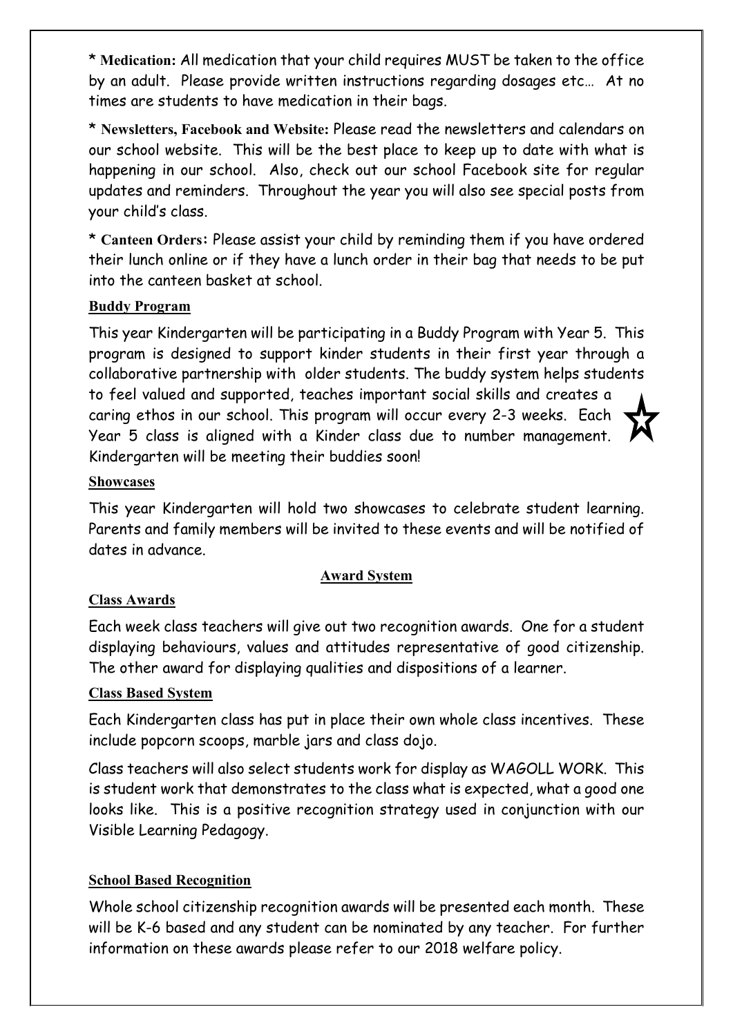* **Medication:** All medication that your child requires MUST be taken to the office by an adult. Please provide written instructions regarding dosages etc… At no times are students to have medication in their bags.

* **Newsletters, Facebook and Website:** Please read the newsletters and calendars on our school website. This will be the best place to keep up to date with what is happening in our school. Also, check out our school Facebook site for regular updates and reminders. Throughout the year you will also see special posts from your child's class.

* **Canteen Orders:** Please assist your child by reminding them if you have ordered their lunch online or if they have a lunch order in their bag that needs to be put into the canteen basket at school.

### Buddy Program

This year Kindergarten will be participating in a Buddy Program with Year 5. This program is designed to support kinder students in their first year through a collaborative partnership with older students. The buddy system helps students to feel valued and supported, teaches important social skills and creates a caring ethos in our school. This program will occur every 2-3 weeks. Each Year 5 class is aligned with a Kinder class due to number management. Kindergarten will be meeting their buddies soon!

### Showcases

This year Kindergarten will hold two showcases to celebrate student learning. Parents and family members will be invited to these events and will be notified of dates in advance.

## Award System

### Class Awards

Each week class teachers will give out two recognition awards. One for a student displaying behaviours, values and attitudes representative of good citizenship. The other award for displaying qualities and dispositions of a learner.

### Class Based System

Each Kindergarten class has put in place their own whole class incentives. These include popcorn scoops, marble jars and class dojo.

Class teachers will also select students work for display as WAGOLL WORK. This is student work that demonstrates to the class what is expected, what a good one looks like. This is a positive recognition strategy used in conjunction with our Visible Learning Pedagogy.

### School Based Recognition

Whole school citizenship recognition awards will be presented each month. These will be K-6 based and any student can be nominated by any teacher. For further information on these awards please refer to our 2018 welfare policy.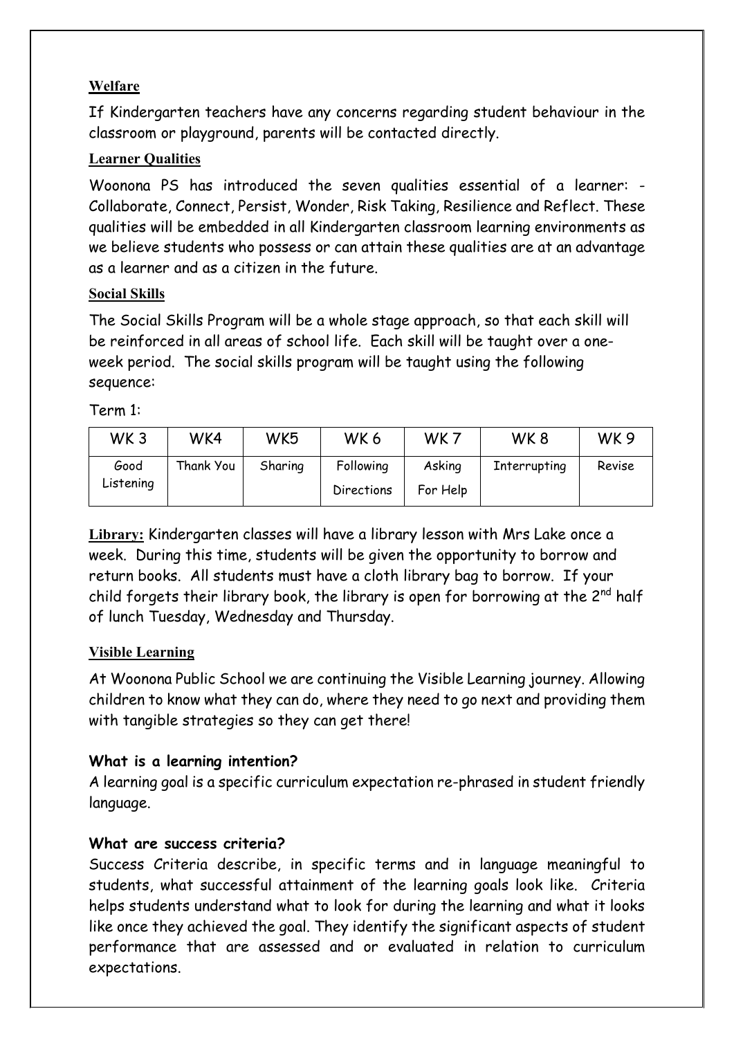## Welfare

If Kindergarten teachers have any concerns regarding student behaviour in the classroom or playground, parents will be contacted directly.

## Learner Qualities

Woonona PS has introduced the seven qualities essential of a learner: - Collaborate, Connect, Persist, Wonder, Risk Taking, Resilience and Reflect. These qualities will be embedded in all Kindergarten classroom learning environments as we believe students who possess or can attain these qualities are at an advantage as a learner and as a citizen in the future.

## Social Skills

The Social Skills Program will be a whole stage approach, so that each skill will be reinforced in all areas of school life. Each skill will be taught over a one-week period. The social skills program will be taught using the following sequence:

Term 1:

| WK 3 | WK4 | WK5 | WK 6 | WK 7 | WK 8 | WK 9 |
|---|---|---|---|---|---|---|
| Good Listening | Thank You | Sharing | Following Directions | Asking For Help | Interrupting | Revise |

**Library:** Kindergarten classes will have a library lesson with Mrs Lake once a week. During this time, students will be given the opportunity to borrow and return books. All students must have a cloth library bag to borrow. If your child forgets their library book, the library is open for borrowing at the 2nd half of lunch Tuesday, Wednesday and Thursday.

## Visible Learning

At Woonona Public School we are continuing the Visible Learning journey. Allowing children to know what they can do, where they need to go next and providing them with tangible strategies so they can get there!

### What is a learning intention?

A learning goal is a specific curriculum expectation re-phrased in student friendly language.

### What are success criteria?

Success Criteria describe, in specific terms and in language meaningful to students, what successful attainment of the learning goals look like. Criteria helps students understand what to look for during the learning and what it looks like once they achieved the goal. They identify the significant aspects of student performance that are assessed and or evaluated in relation to curriculum expectations.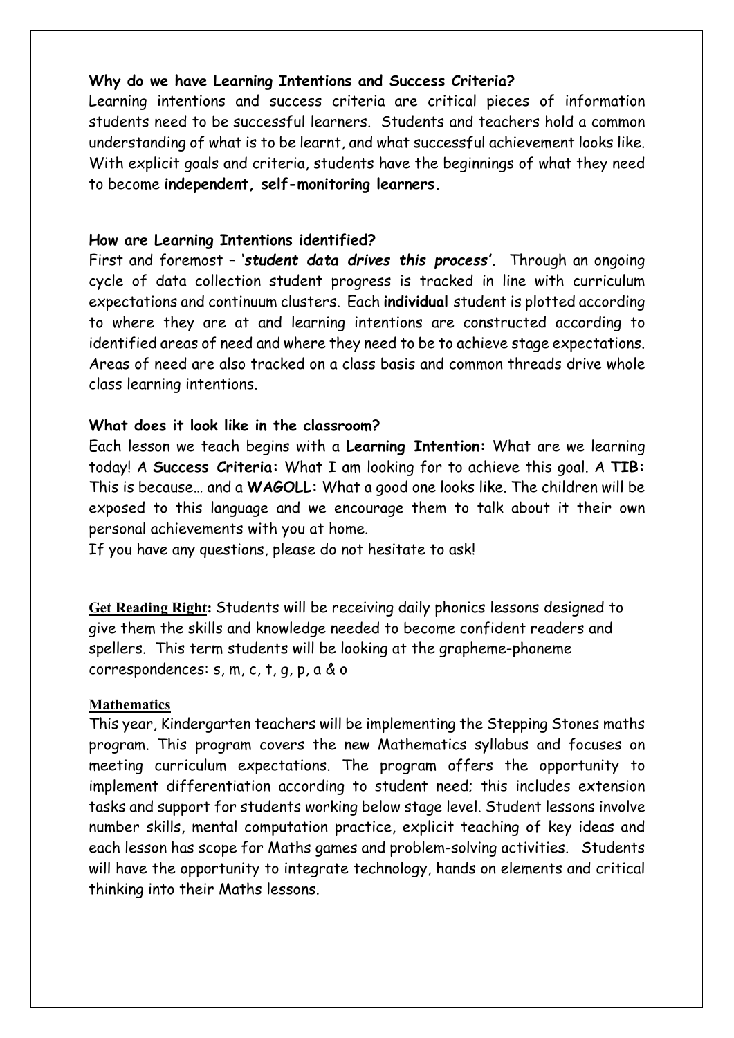### Why do we have Learning Intentions and Success Criteria?

Learning intentions and success criteria are critical pieces of information students need to be successful learners. Students and teachers hold a common understanding of what is to be learnt, and what successful achievement looks like. With explicit goals and criteria, students have the beginnings of what they need to become **independent, self-monitoring learners.**

### How are Learning Intentions identified?

First and foremost – '***student data drives this process'.*** Through an ongoing cycle of data collection student progress is tracked in line with curriculum expectations and continuum clusters. Each **individual** student is plotted according to where they are at and learning intentions are constructed according to identified areas of need and where they need to be to achieve stage expectations. Areas of need are also tracked on a class basis and common threads drive whole class learning intentions.

### What does it look like in the classroom?

Each lesson we teach begins with a **Learning Intention:** What are we learning today! A **Success Criteria:** What I am looking for to achieve this goal. A **TIB:** This is because… and a **WAGOLL:** What a good one looks like. The children will be exposed to this language and we encourage them to talk about it their own personal achievements with you at home.

If you have any questions, please do not hesitate to ask!

**Get Reading Right:** Students will be receiving daily phonics lessons designed to give them the skills and knowledge needed to become confident readers and spellers. This term students will be looking at the grapheme-phoneme correspondences: s, m, c, t, g, p, a & o

### Mathematics

This year, Kindergarten teachers will be implementing the Stepping Stones maths program. This program covers the new Mathematics syllabus and focuses on meeting curriculum expectations. The program offers the opportunity to implement differentiation according to student need; this includes extension tasks and support for students working below stage level. Student lessons involve number skills, mental computation practice, explicit teaching of key ideas and each lesson has scope for Maths games and problem-solving activities. Students will have the opportunity to integrate technology, hands on elements and critical thinking into their Maths lessons.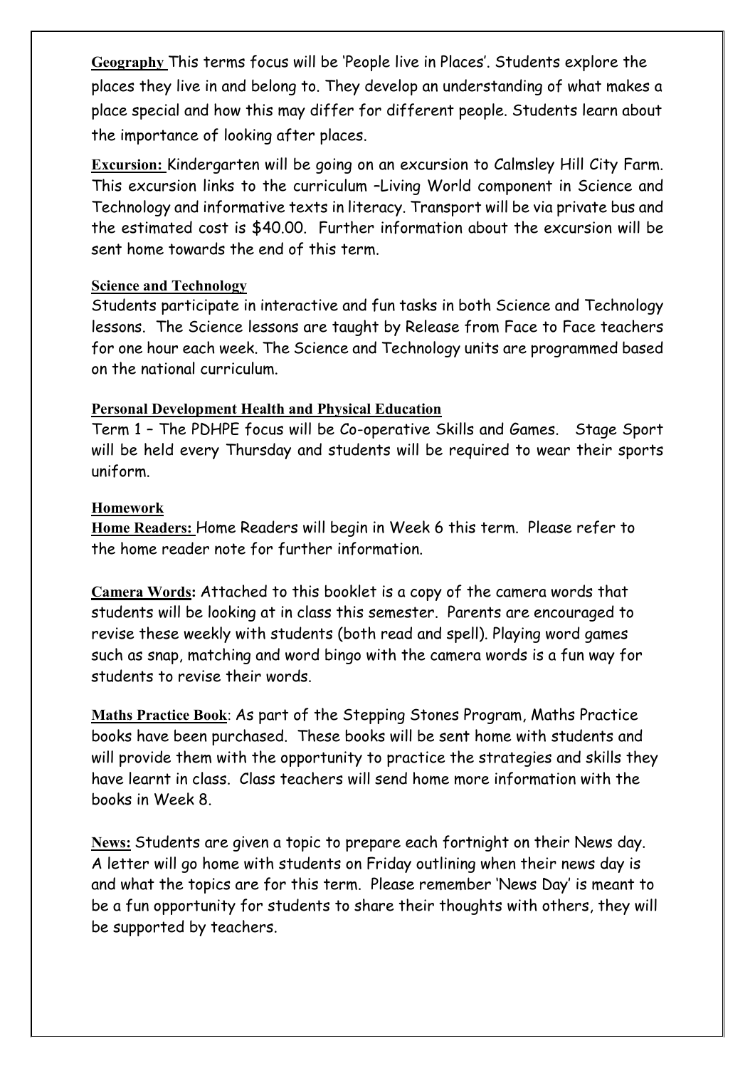**Geography** This terms focus will be 'People live in Places'. Students explore the places they live in and belong to. They develop an understanding of what makes a place special and how this may differ for different people. Students learn about the importance of looking after places.

**Excursion:** Kindergarten will be going on an excursion to Calmsley Hill City Farm. This excursion links to the curriculum –Living World component in Science and Technology and informative texts in literacy. Transport will be via private bus and the estimated cost is $40.00. Further information about the excursion will be sent home towards the end of this term.

**Science and Technology**

Students participate in interactive and fun tasks in both Science and Technology lessons. The Science lessons are taught by Release from Face to Face teachers for one hour each week. The Science and Technology units are programmed based on the national curriculum.

**Personal Development Health and Physical Education**

Term 1 – The PDHPE focus will be Co-operative Skills and Games. Stage Sport will be held every Thursday and students will be required to wear their sports uniform.

**Homework**

**Home Readers:** Home Readers will begin in Week 6 this term. Please refer to the home reader note for further information.

**Camera Words:** Attached to this booklet is a copy of the camera words that students will be looking at in class this semester. Parents are encouraged to revise these weekly with students (both read and spell). Playing word games such as snap, matching and word bingo with the camera words is a fun way for students to revise their words.

**Maths Practice Book**: As part of the Stepping Stones Program, Maths Practice books have been purchased. These books will be sent home with students and will provide them with the opportunity to practice the strategies and skills they have learnt in class. Class teachers will send home more information with the books in Week 8.

**News:** Students are given a topic to prepare each fortnight on their News day. A letter will go home with students on Friday outlining when their news day is and what the topics are for this term. Please remember 'News Day' is meant to be a fun opportunity for students to share their thoughts with others, they will be supported by teachers.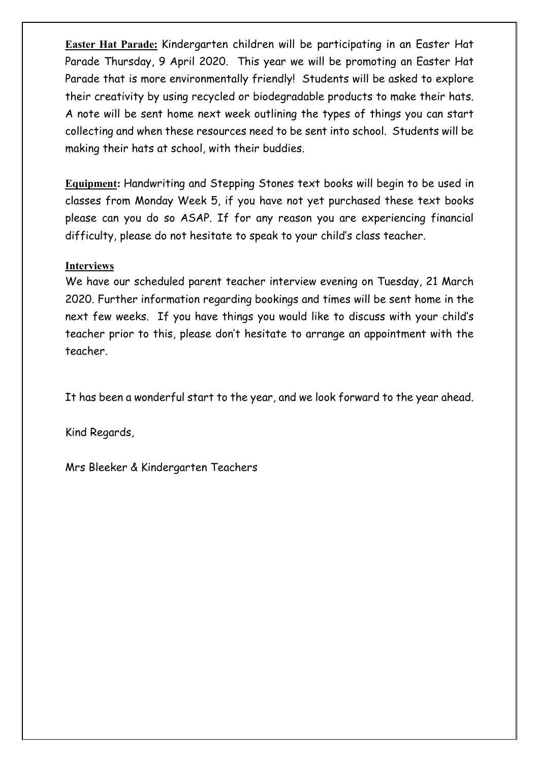**Easter Hat Parade:** Kindergarten children will be participating in an Easter Hat Parade Thursday, 9 April 2020. This year we will be promoting an Easter Hat Parade that is more environmentally friendly! Students will be asked to explore their creativity by using recycled or biodegradable products to make their hats. A note will be sent home next week outlining the types of things you can start collecting and when these resources need to be sent into school. Students will be making their hats at school, with their buddies.

**Equipment:** Handwriting and Stepping Stones text books will begin to be used in classes from Monday Week 5, if you have not yet purchased these text books please can you do so ASAP. If for any reason you are experiencing financial difficulty, please do not hesitate to speak to your child's class teacher.

**Interviews**

We have our scheduled parent teacher interview evening on Tuesday, 21 March 2020. Further information regarding bookings and times will be sent home in the next few weeks. If you have things you would like to discuss with your child's teacher prior to this, please don't hesitate to arrange an appointment with the teacher.

It has been a wonderful start to the year, and we look forward to the year ahead.

Kind Regards,

Mrs Bleeker & Kindergarten Teachers